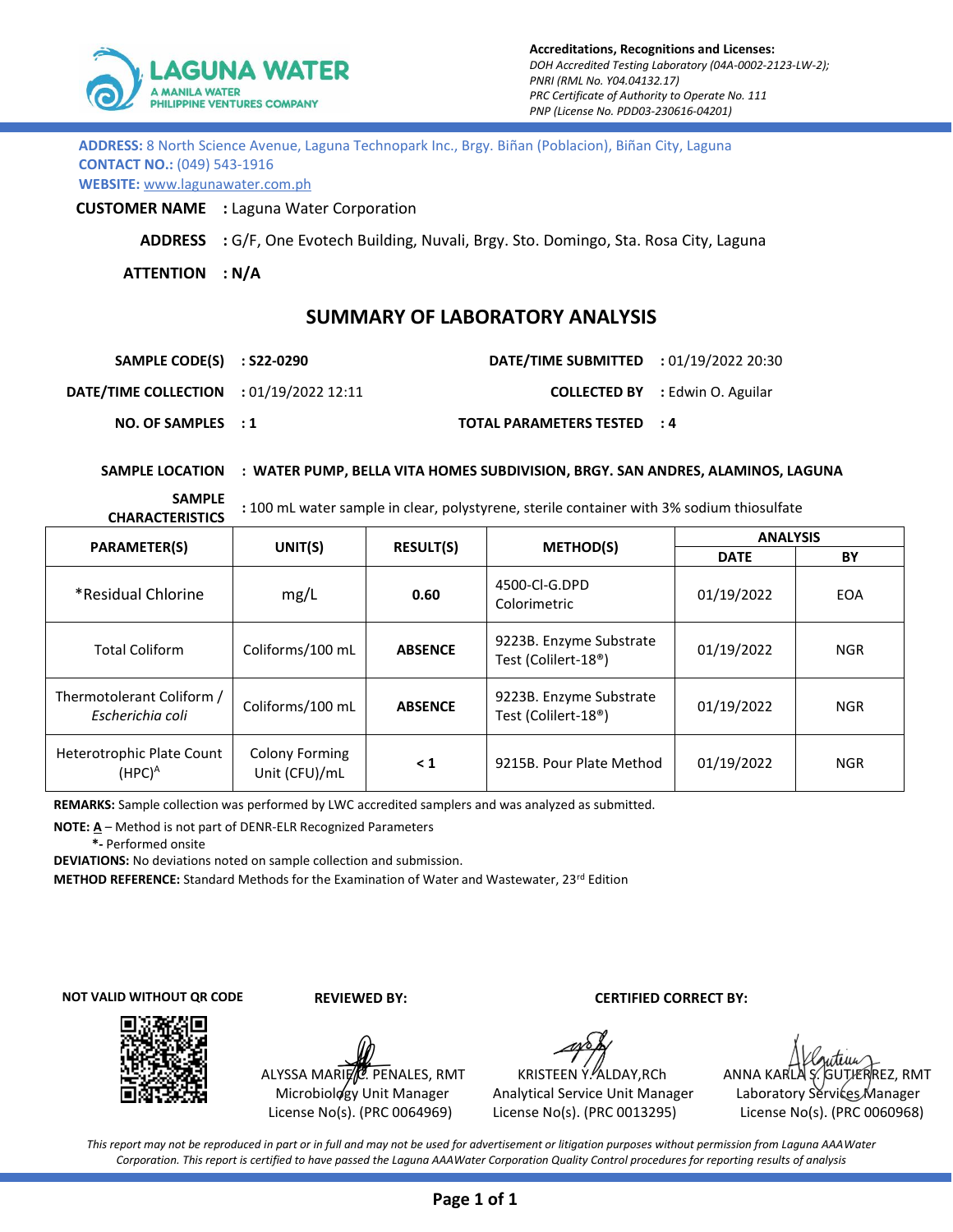**LAGUNA WATER**
A MANILA WATER PHILIPPINE VENTURES COMPANY

**Accreditations, Recognitions and Licenses:**
*DOH Accredited Testing Laboratory (04A-0002-2123-LW-2);*
*PNRI (RML No. Y04.04132.17)*
*PRC Certificate of Authority to Operate No. 111*
*PNP (License No. PDD03-230616-04201)*

**ADDRESS:** 8 North Science Avenue, Laguna Technopark Inc., Brgy. Biñan (Poblacion), Biñan City, Laguna
**CONTACT NO.:** (049) 543-1916
**WEBSITE:** www.lagunawater.com.ph

**CUSTOMER NAME** : Laguna Water Corporation

**ADDRESS** : G/F, One Evotech Building, Nuvali, Brgy. Sto. Domingo, Sta. Rosa City, Laguna

**ATTENTION** : **N/A**

## SUMMARY OF LABORATORY ANALYSIS

**SAMPLE CODE(S)** : **S22-0290** **DATE/TIME SUBMITTED** : 01/19/2022 20:30

**DATE/TIME COLLECTION** : 01/19/2022 12:11 **COLLECTED BY** : Edwin O. Aguilar

**NO. OF SAMPLES** : **1** **TOTAL PARAMETERS TESTED** : **4**

**SAMPLE LOCATION** : **WATER PUMP, BELLA VITA HOMES SUBDIVISION, BRGY. SAN ANDRES, ALAMINOS, LAGUNA**

**SAMPLE CHARACTERISTICS** : 100 mL water sample in clear, polystyrene, sterile container with 3% sodium thiosulfate

| PARAMETER(S) | UNIT(S) | RESULT(S) | METHOD(S) | ANALYSIS | |
|---|---|---|---|---|---|
| | | | | DATE | BY |
| *Residual Chlorine | mg/L | **0.60** | 4500-Cl-G.DPD Colorimetric | 01/19/2022 | EOA |
| Total Coliform | Coliforms/100 mL | **ABSENCE** | 9223B. Enzyme Substrate Test (Colilert-18®) | 01/19/2022 | NGR |
| Thermotolerant Coliform / *Escherichia coli* | Coliforms/100 mL | **ABSENCE** | 9223B. Enzyme Substrate Test (Colilert-18®) | 01/19/2022 | NGR |
| Heterotrophic Plate Count (HPC)[A] | Colony Forming Unit (CFU)/mL | **< 1** | 9215B. Pour Plate Method | 01/19/2022 | NGR |

**REMARKS:** Sample collection was performed by LWC accredited samplers and was analyzed as submitted.

**NOTE:** **A** – Method is not part of DENR-ELR Recognized Parameters
**\*-** Performed onsite

**DEVIATIONS:** No deviations noted on sample collection and submission.

**METHOD REFERENCE:** Standard Methods for the Examination of Water and Wastewater, 23rd Edition

**NOT VALID WITHOUT QR CODE**

**REVIEWED BY:**

ALYSSA MARIE C. PENALES, RMT
Microbiology Unit Manager
License No(s). (PRC 0064969)

**CERTIFIED CORRECT BY:**

KRISTEEN Y. ALDAY, RCh
Analytical Service Unit Manager
License No(s). (PRC 0013295)

ANNA KARLA S. GUTIERREZ, RMT
Laboratory Services Manager
License No(s). (PRC 0060968)

*This report may not be reproduced in part or in full and may not be used for advertisement or litigation purposes without permission from Laguna AAAWater Corporation. This report is certified to have passed the Laguna AAAWater Corporation Quality Control procedures for reporting results of analysis*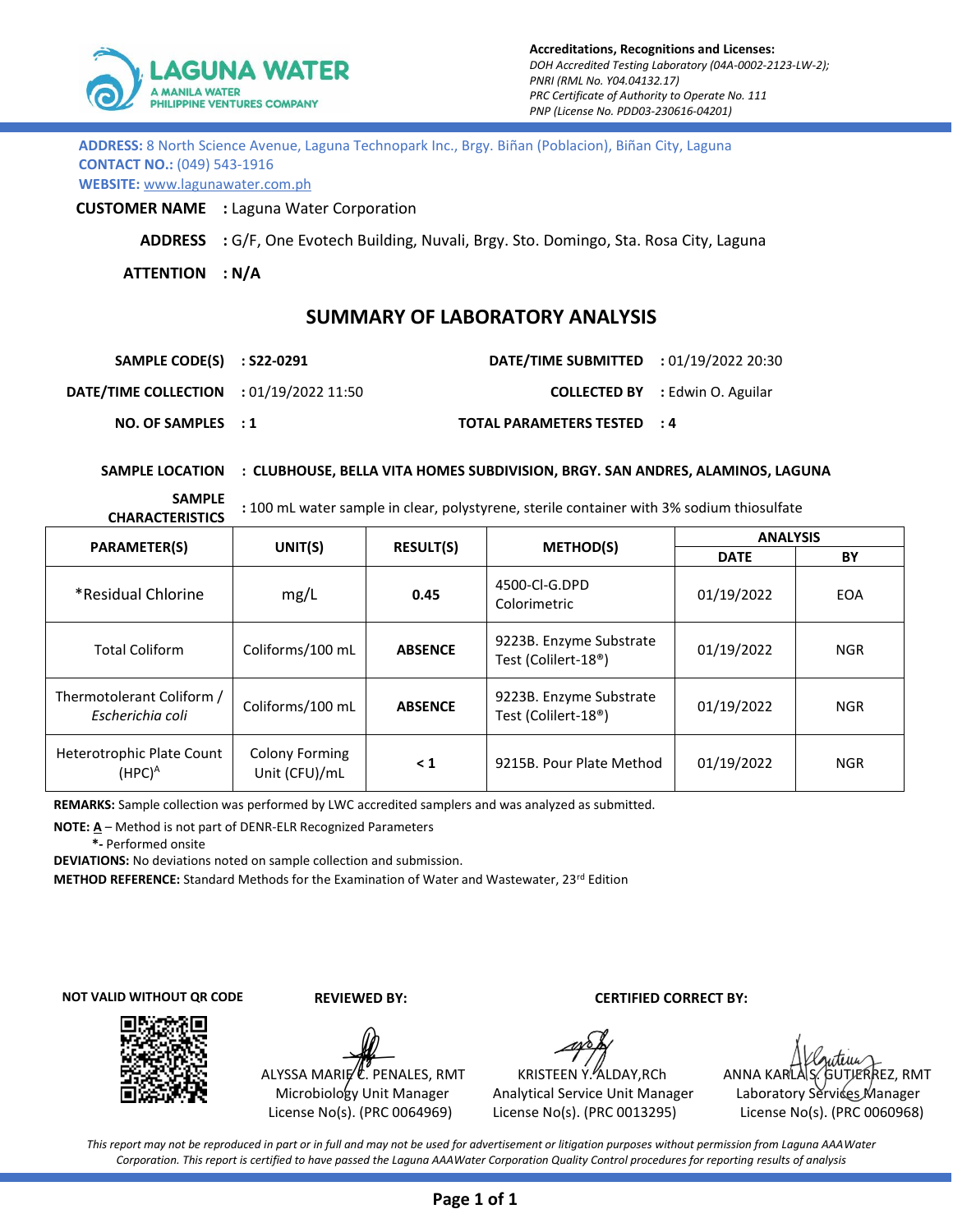**LAGUNA WATER**
A MANILA WATER PHILIPPINE VENTURES COMPANY

**Accreditations, Recognitions and Licenses:**
*DOH Accredited Testing Laboratory (04A-0002-2123-LW-2);*
*PNRI (RML No. Y04.04132.17)*
*PRC Certificate of Authority to Operate No. 111*
*PNP (License No. PDD03-230616-04201)*

**ADDRESS:** 8 North Science Avenue, Laguna Technopark Inc., Brgy. Biñan (Poblacion), Biñan City, Laguna
**CONTACT NO.:** (049) 543-1916
**WEBSITE:** www.lagunawater.com.ph

**CUSTOMER NAME** : Laguna Water Corporation

**ADDRESS** : G/F, One Evotech Building, Nuvali, Brgy. Sto. Domingo, Sta. Rosa City, Laguna

**ATTENTION** : **N/A**

## SUMMARY OF LABORATORY ANALYSIS

**SAMPLE CODE(S)** : **S22-0291**
**DATE/TIME SUBMITTED** : 01/19/2022 20:30
**DATE/TIME COLLECTION** : 01/19/2022 11:50
**COLLECTED BY** : Edwin O. Aguilar
**NO. OF SAMPLES** : **1**
**TOTAL PARAMETERS TESTED** : **4**

**SAMPLE LOCATION** : **CLUBHOUSE, BELLA VITA HOMES SUBDIVISION, BRGY. SAN ANDRES, ALAMINOS, LAGUNA**

**SAMPLE CHARACTERISTICS** : 100 mL water sample in clear, polystyrene, sterile container with 3% sodium thiosulfate

| PARAMETER(S) | UNIT(S) | RESULT(S) | METHOD(S) | ANALYSIS | |
|---|---|---|---|---|---|
| | | | | DATE | BY |
| *Residual Chlorine | mg/L | **0.45** | 4500-Cl-G.DPD Colorimetric | 01/19/2022 | EOA |
| Total Coliform | Coliforms/100 mL | **ABSENCE** | 9223B. Enzyme Substrate Test (Colilert-18®) | 01/19/2022 | NGR |
| Thermotolerant Coliform / *Escherichia coli* | Coliforms/100 mL | **ABSENCE** | 9223B. Enzyme Substrate Test (Colilert-18®) | 01/19/2022 | NGR |
| Heterotrophic Plate Count (HPC)[A] | Colony Forming Unit (CFU)/mL | **< 1** | 9215B. Pour Plate Method | 01/19/2022 | NGR |

**REMARKS:** Sample collection was performed by LWC accredited samplers and was analyzed as submitted.

**NOTE:** **A** – Method is not part of DENR-ELR Recognized Parameters
**\*-** Performed onsite

**DEVIATIONS:** No deviations noted on sample collection and submission.

**METHOD REFERENCE:** Standard Methods for the Examination of Water and Wastewater, 23rd Edition

**NOT VALID WITHOUT QR CODE**

**REVIEWED BY:**

ALYSSA MARIE C. PENALES, RMT
Microbiology Unit Manager
License No(s). (PRC 0064969)

KRISTEEN Y. ALDAY,RCh
Analytical Service Unit Manager
License No(s). (PRC 0013295)

**CERTIFIED CORRECT BY:**

ANNA KARLA S. GUTIERREZ, RMT
Laboratory Services Manager
License No(s). (PRC 0060968)

*This report may not be reproduced in part or in full and may not be used for advertisement or litigation purposes without permission from Laguna AAAWater Corporation. This report is certified to have passed the Laguna AAAWater Corporation Quality Control procedures for reporting results of analysis*